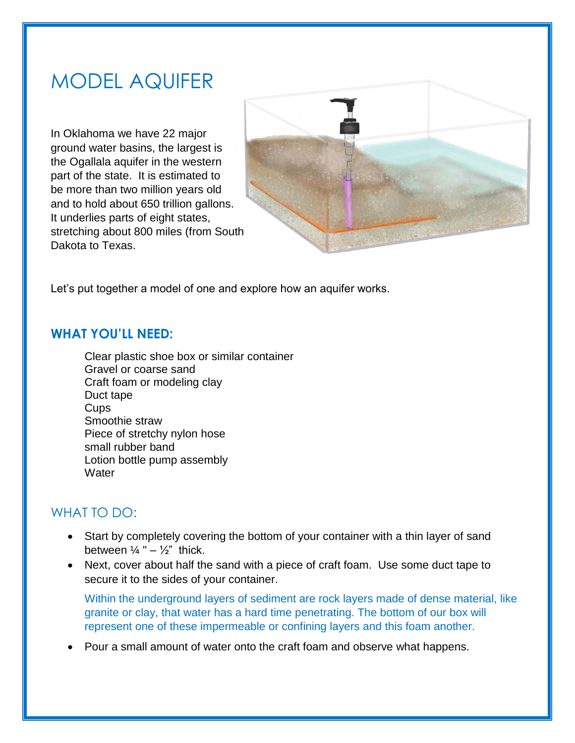# MODEL AQUIFER

In Oklahoma we have 22 major ground water basins, the largest is the Ogallala aquifer in the western part of the state. It is estimated to be more than two million years old and to hold about 650 trillion gallons. It underlies parts of eight states, stretching about 800 miles (from South Dakota to Texas.

Let's put together a model of one and explore how an aquifer works.

## WHAT YOU'LL NEED:

Clear plastic shoe box or similar container
Gravel or coarse sand
Craft foam or modeling clay
Duct tape
Cups
Smoothie straw
Piece of stretchy nylon hose
small rubber band
Lotion bottle pump assembly
Water

## WHAT TO DO:

- Start by completely covering the bottom of your container with a thin layer of sand between ¼ " – ½" thick.
- Next, cover about half the sand with a piece of craft foam. Use some duct tape to secure it to the sides of your container.

  Within the underground layers of sediment are rock layers made of dense material, like granite or clay, that water has a hard time penetrating. The bottom of our box will represent one of these impermeable or confining layers and this foam another.

- Pour a small amount of water onto the craft foam and observe what happens.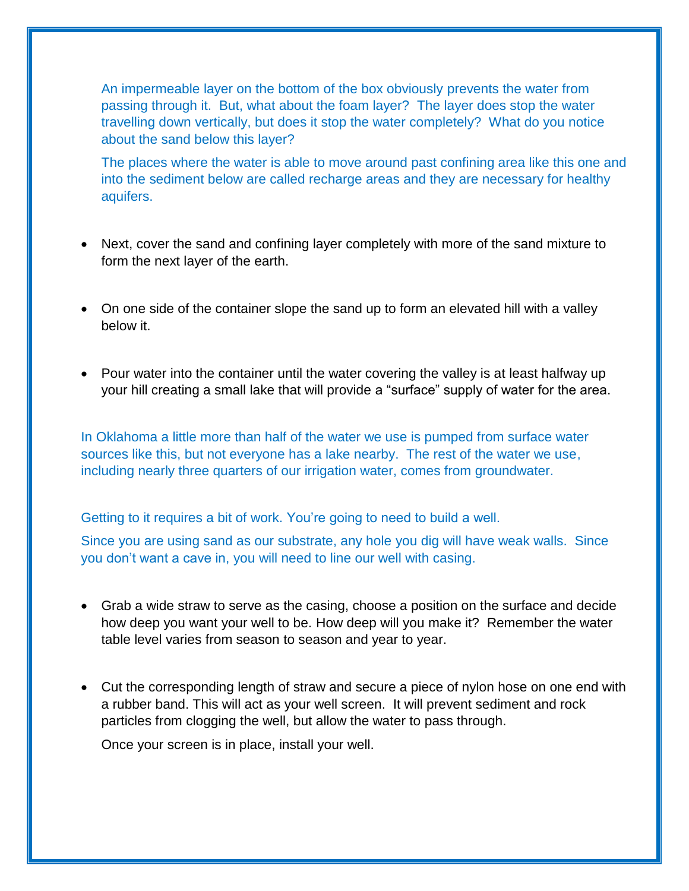An impermeable layer on the bottom of the box obviously prevents the water from passing through it. But, what about the foam layer? The layer does stop the water travelling down vertically, but does it stop the water completely? What do you notice about the sand below this layer?

The places where the water is able to move around past confining area like this one and into the sediment below are called recharge areas and they are necessary for healthy aquifers.

- Next, cover the sand and confining layer completely with more of the sand mixture to form the next layer of the earth.

- On one side of the container slope the sand up to form an elevated hill with a valley below it.

- Pour water into the container until the water covering the valley is at least halfway up your hill creating a small lake that will provide a "surface" supply of water for the area.

In Oklahoma a little more than half of the water we use is pumped from surface water sources like this, but not everyone has a lake nearby. The rest of the water we use, including nearly three quarters of our irrigation water, comes from groundwater.

Getting to it requires a bit of work. You're going to need to build a well.

Since you are using sand as our substrate, any hole you dig will have weak walls. Since you don't want a cave in, you will need to line our well with casing.

- Grab a wide straw to serve as the casing, choose a position on the surface and decide how deep you want your well to be. How deep will you make it? Remember the water table level varies from season to season and year to year.

- Cut the corresponding length of straw and secure a piece of nylon hose on one end with a rubber band. This will act as your well screen. It will prevent sediment and rock particles from clogging the well, but allow the water to pass through.

  Once your screen is in place, install your well.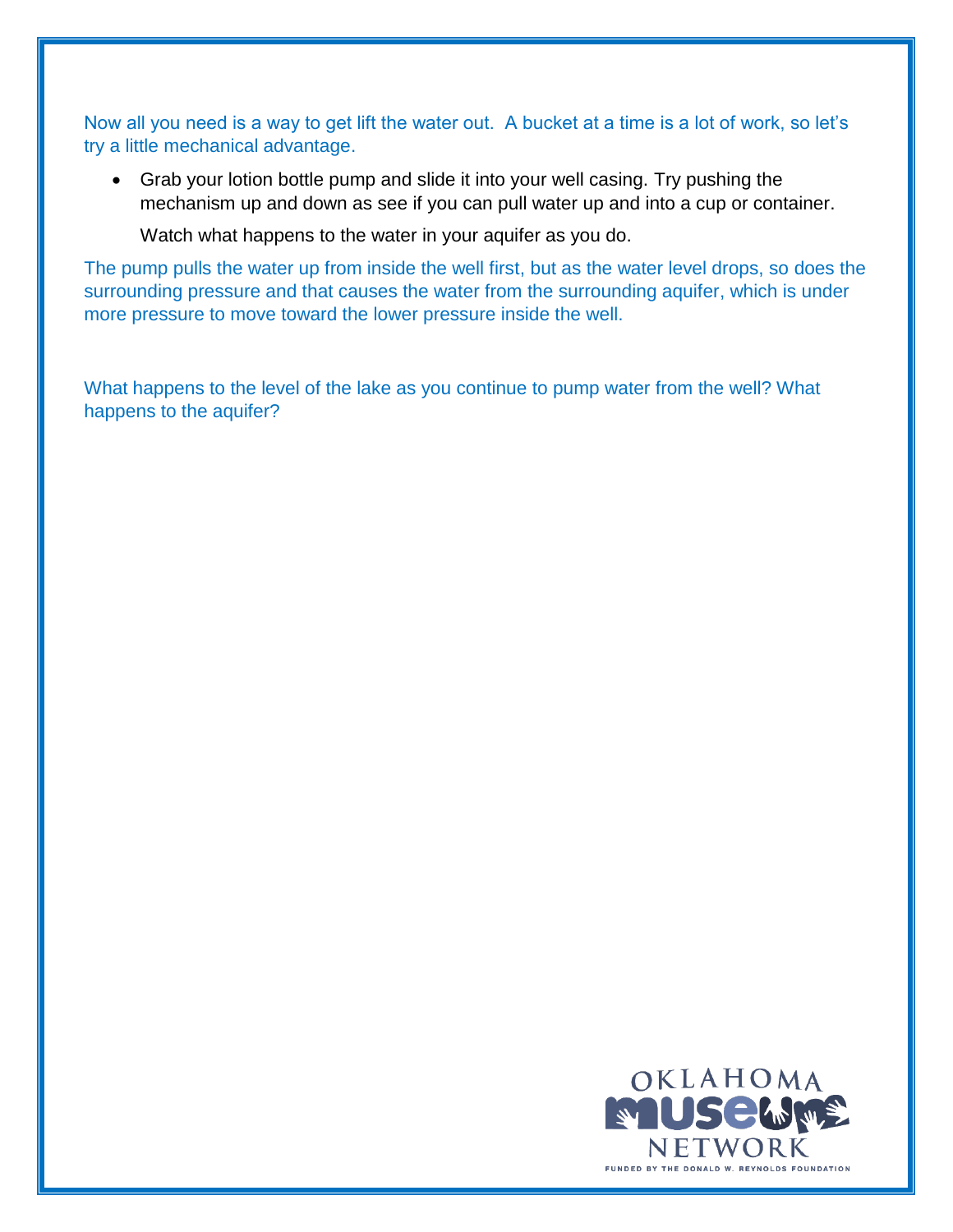Now all you need is a way to get lift the water out. A bucket at a time is a lot of work, so let's try a little mechanical advantage.

- Grab your lotion bottle pump and slide it into your well casing. Try pushing the mechanism up and down as see if you can pull water up and into a cup or container.

  Watch what happens to the water in your aquifer as you do.

The pump pulls the water up from inside the well first, but as the water level drops, so does the surrounding pressure and that causes the water from the surrounding aquifer, which is under more pressure to move toward the lower pressure inside the well.

What happens to the level of the lake as you continue to pump water from the well? What happens to the aquifer?

OKLAHOMA MUSEUMS NETWORK

FUNDED BY THE DONALD W. REYNOLDS FOUNDATION